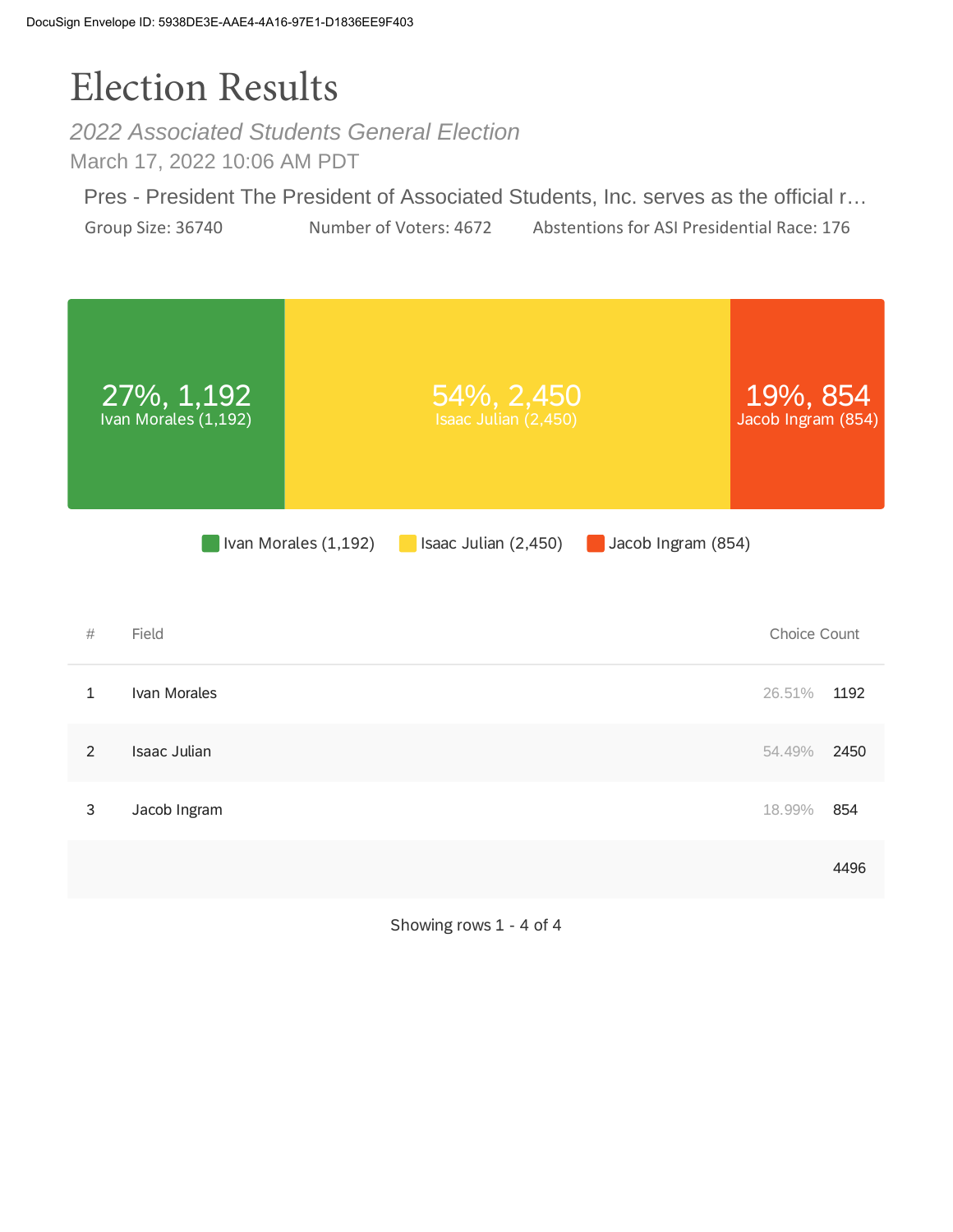DocuSign Envelope ID: 5938DE3E-AAE4-4A16-97E1-D1836EE9F403

# Election Results

*2022 Associated Students General Election*

March 17, 2022 10:06 AM PDT

Pres - President The President of Associated Students, Inc. serves as the official r…

Group Size: 36740 Number of Voters: 4672 Abstentions for ASI Presidential Race: 176

27%, 1,192
Ivan Morales (1,192)

54%, 2,450
Isaac Julian (2,450)

19%, 854
Jacob Ingram (854)

Ivan Morales (1,192) Isaac Julian (2,450) Jacob Ingram (854)

| # | Field | | Choice Count |
|---|---|---|---|
| 1 | Ivan Morales | 26.51% | 1192 |
| 2 | Isaac Julian | 54.49% | 2450 |
| 3 | Jacob Ingram | 18.99% | 854 |
| | | | 4496 |

Showing rows 1 - 4 of 4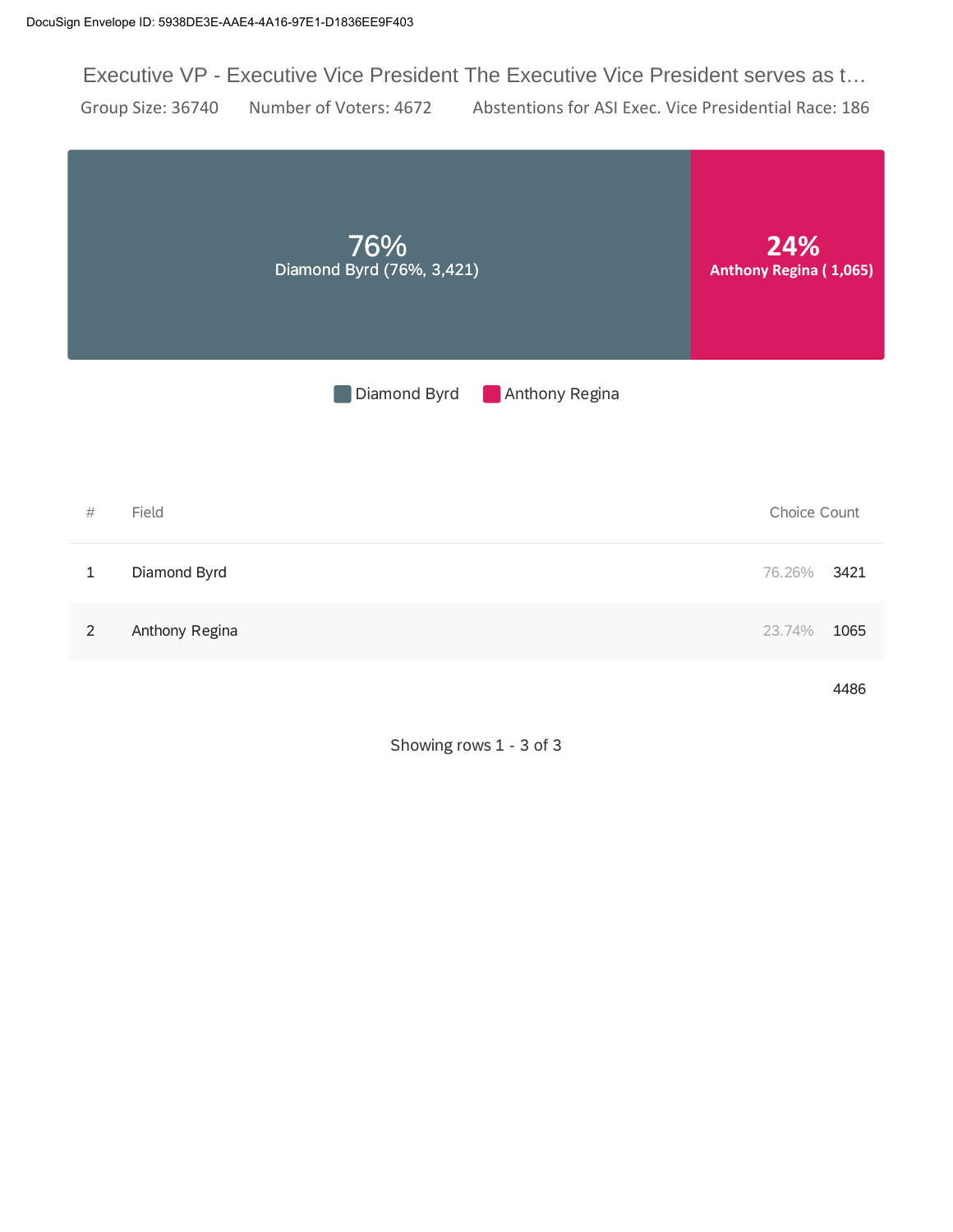## Executive VP - Executive Vice President The Executive Vice President serves as t…

Group Size: 36740 Number of Voters: 4672 Abstentions for ASI Exec. Vice Presidential Race: 186

**76%** Diamond Byrd (76%, 3,421)

**24%** Anthony Regina ( 1,065)

Diamond Byrd Anthony Regina

| # | Field | | Choice Count |
|---|---|---|---|
| 1 | Diamond Byrd | 76.26% | 3421 |
| 2 | Anthony Regina | 23.74% | 1065 |
| | | | 4486 |

Showing rows 1 - 3 of 3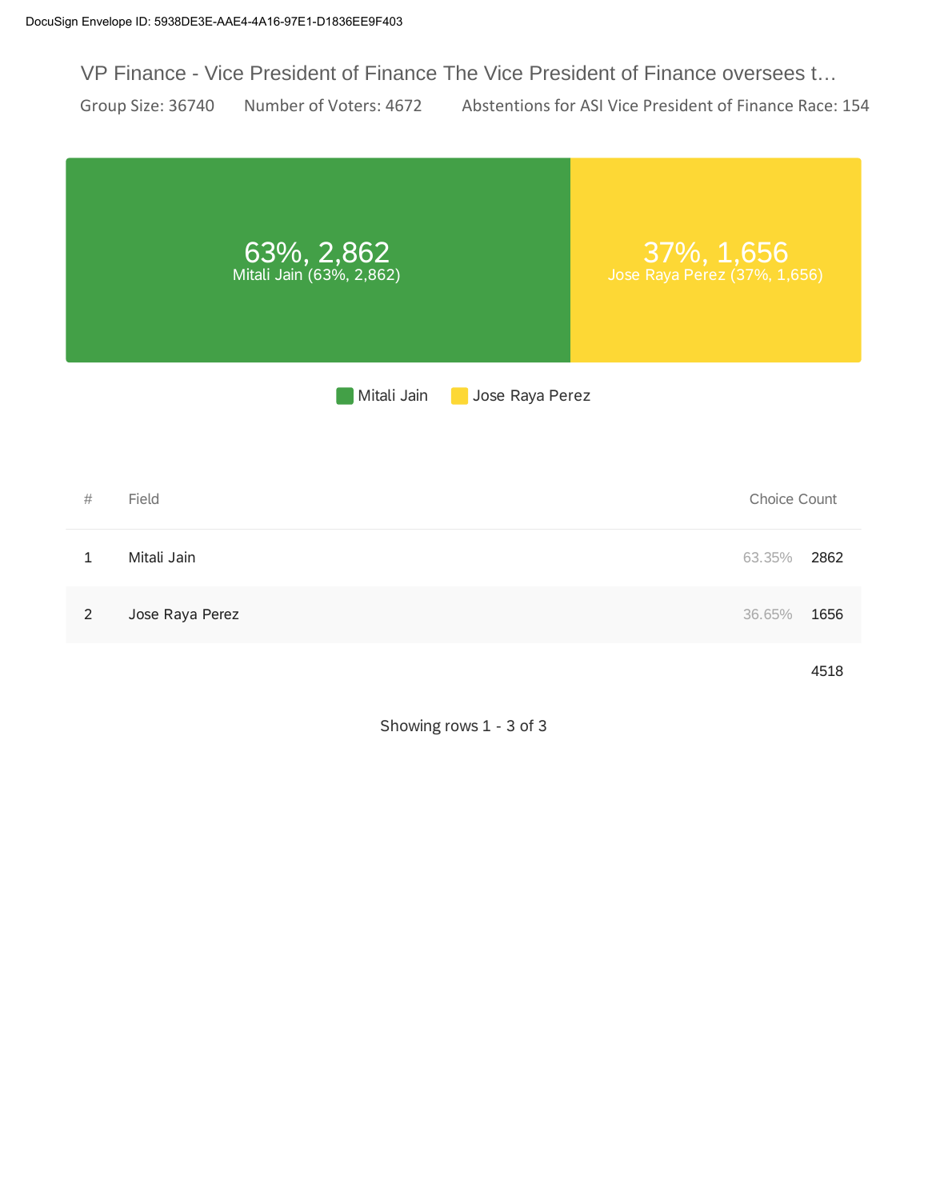DocuSign Envelope ID: 5938DE3E-AAE4-4A16-97E1-D1836EE9F403

## VP Finance - Vice President of Finance The Vice President of Finance oversees t…

Group Size: 36740 Number of Voters: 4672 Abstentions for ASI Vice President of Finance Race: 154

63%, 2,862
Mitali Jain (63%, 2,862)

37%, 1,656
Jose Raya Perez (37%, 1,656)

Mitali Jain   Jose Raya Perez

| # | Field | | Choice Count |
|---|---|---|---|
| 1 | Mitali Jain | 63.35% | 2862 |
| 2 | Jose Raya Perez | 36.65% | 1656 |
| | | | 4518 |

Showing rows 1 - 3 of 3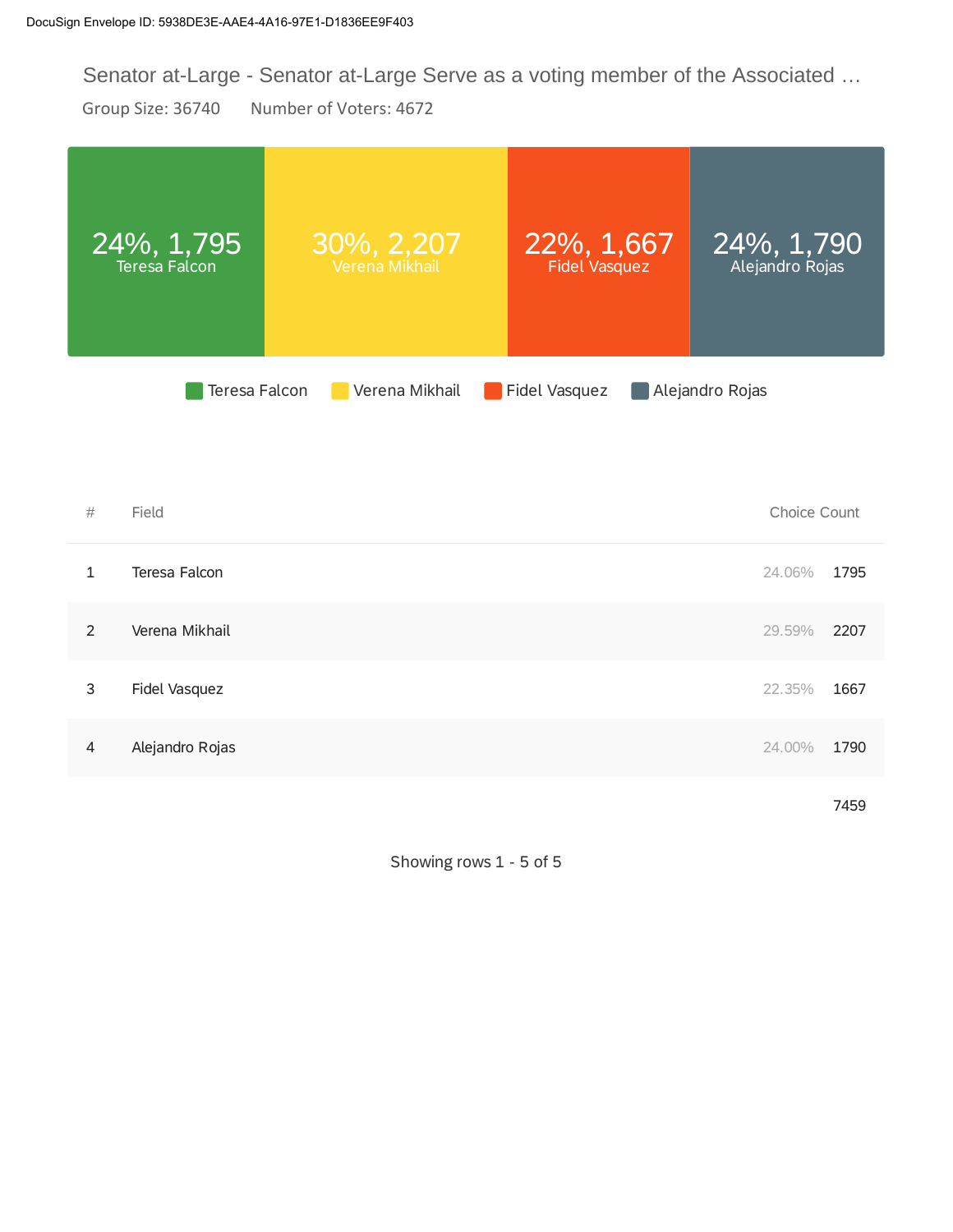DocuSign Envelope ID: 5938DE3E-AAE4-4A16-97E1-D1836EE9F403

# Senator at-Large - Senator at-Large Serve as a voting member of the Associated …

Group Size: 36740 Number of Voters: 4672

24%, 1,795 Teresa Falcon

30%, 2,207 Verena Mikhail

22%, 1,667 Fidel Vasquez

24%, 1,790 Alejandro Rojas

Teresa Falcon | Verena Mikhail | Fidel Vasquez | Alejandro Rojas

| # | Field | Choice Count | |
|---|---|---|---|
| 1 | Teresa Falcon | 24.06% | 1795 |
| 2 | Verena Mikhail | 29.59% | 2207 |
| 3 | Fidel Vasquez | 22.35% | 1667 |
| 4 | Alejandro Rojas | 24.00% | 1790 |
| | | | 7459 |

Showing rows 1 - 5 of 5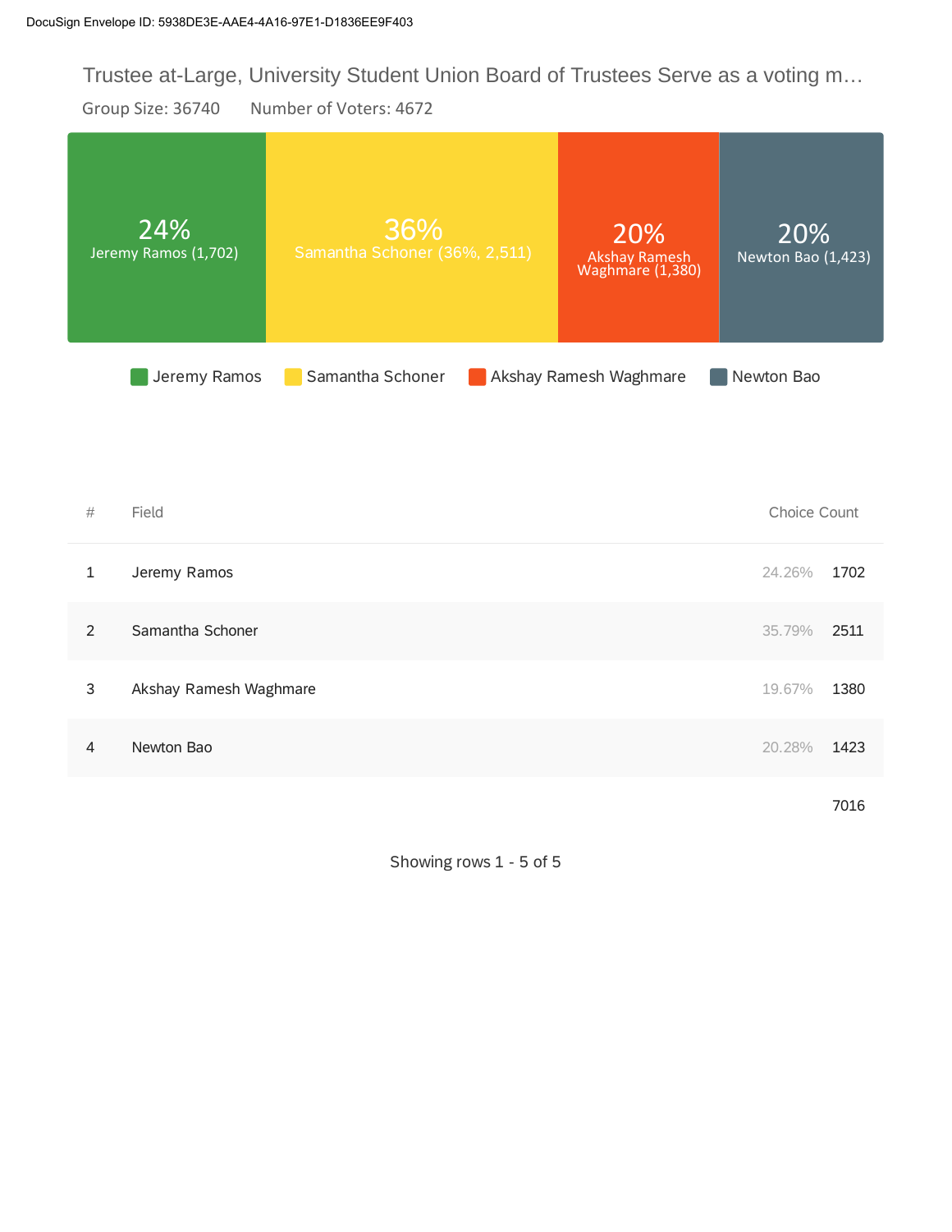Trustee at-Large, University Student Union Board of Trustees Serve as a voting m…

Group Size: 36740 Number of Voters: 4672

24% Jeremy Ramos (1,702)

36% Samantha Schoner (36%, 2,511)

20% Akshay Ramesh Waghmare (1,380)

20% Newton Bao (1,423)

Jeremy Ramos | Samantha Schoner | Akshay Ramesh Waghmare | Newton Bao

| # | Field | Choice Count | |
|---|---|---|---|
| 1 | Jeremy Ramos | 24.26% | 1702 |
| 2 | Samantha Schoner | 35.79% | 2511 |
| 3 | Akshay Ramesh Waghmare | 19.67% | 1380 |
| 4 | Newton Bao | 20.28% | 1423 |
| | | | 7016 |

Showing rows 1 - 5 of 5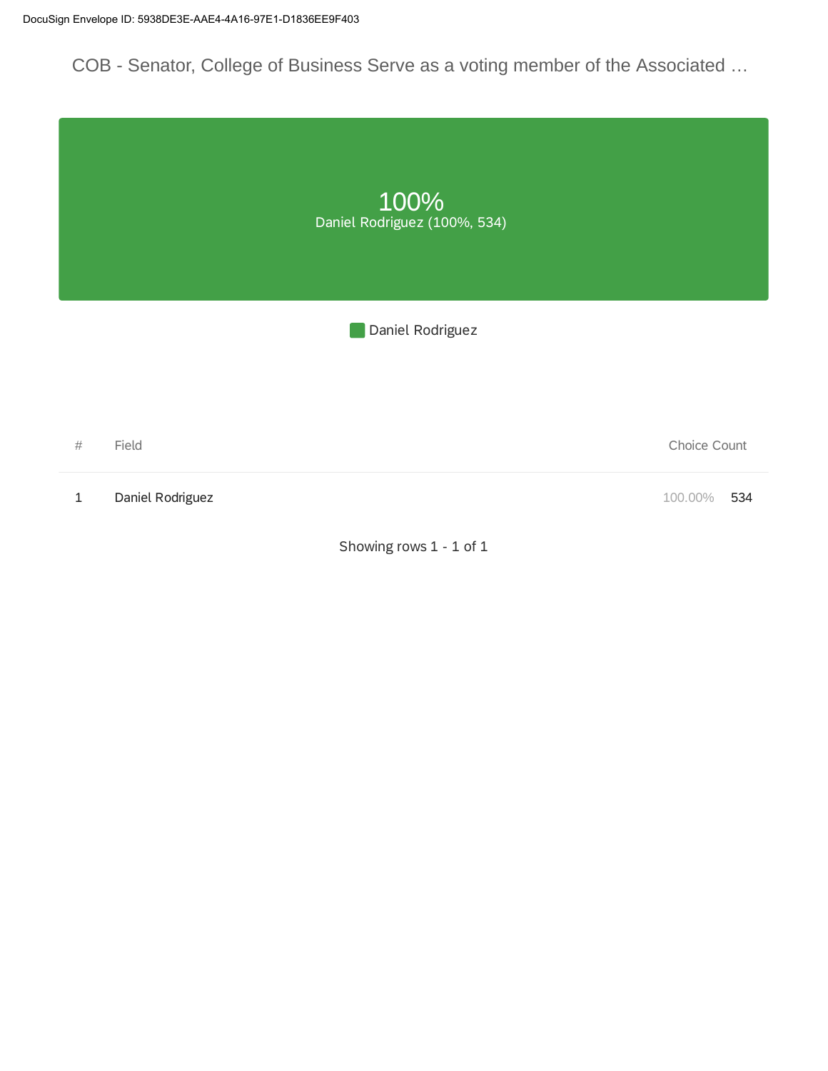COB - Senator, College of Business Serve as a voting member of the Associated …

100%
Daniel Rodriguez (100%, 534)

Daniel Rodriguez

| # | Field | Choice Count | |
|---|---|---|---|
| 1 | Daniel Rodriguez | 100.00% | 534 |

Showing rows 1 - 1 of 1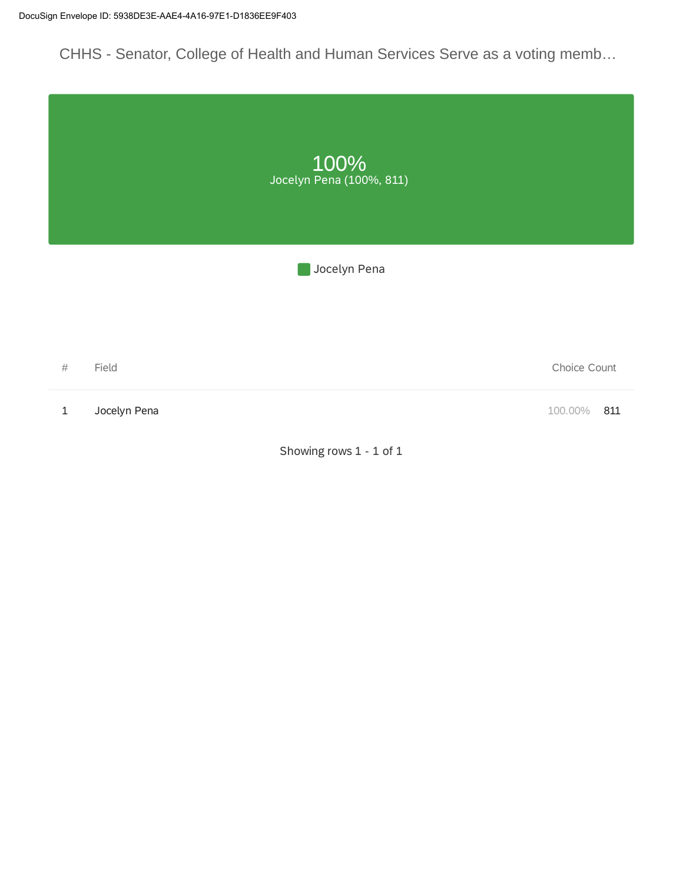DocuSign Envelope ID: 5938DE3E-AAE4-4A16-97E1-D1836EE9F403

## CHHS - Senator, College of Health and Human Services Serve as a voting memb…

100%
Jocelyn Pena (100%, 811)

Jocelyn Pena

| # | Field | Choice Count | |
|---|---|---|---|
| 1 | Jocelyn Pena | 100.00% | 811 |

Showing rows 1 - 1 of 1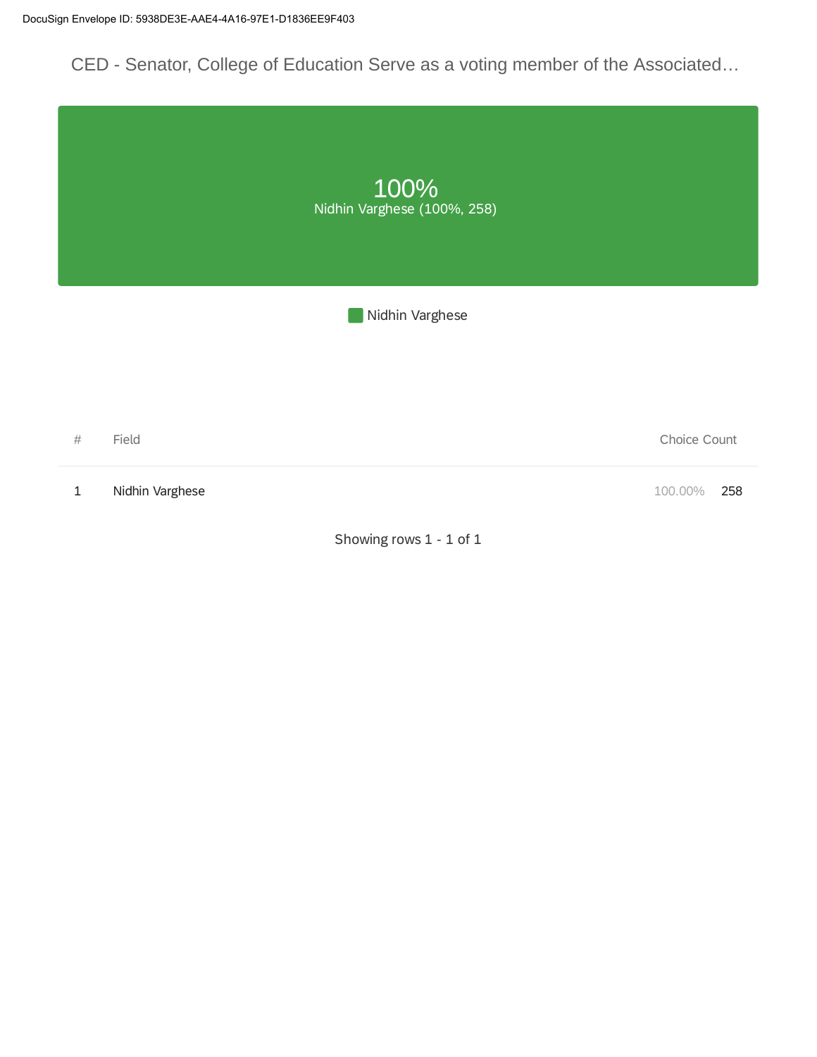## CED - Senator, College of Education Serve as a voting member of the Associated…

100%
Nidhin Varghese (100%, 258)

Nidhin Varghese

| # | Field | Choice Count | |
|---|---|---|---|
| 1 | Nidhin Varghese | 100.00% | 258 |

Showing rows 1 - 1 of 1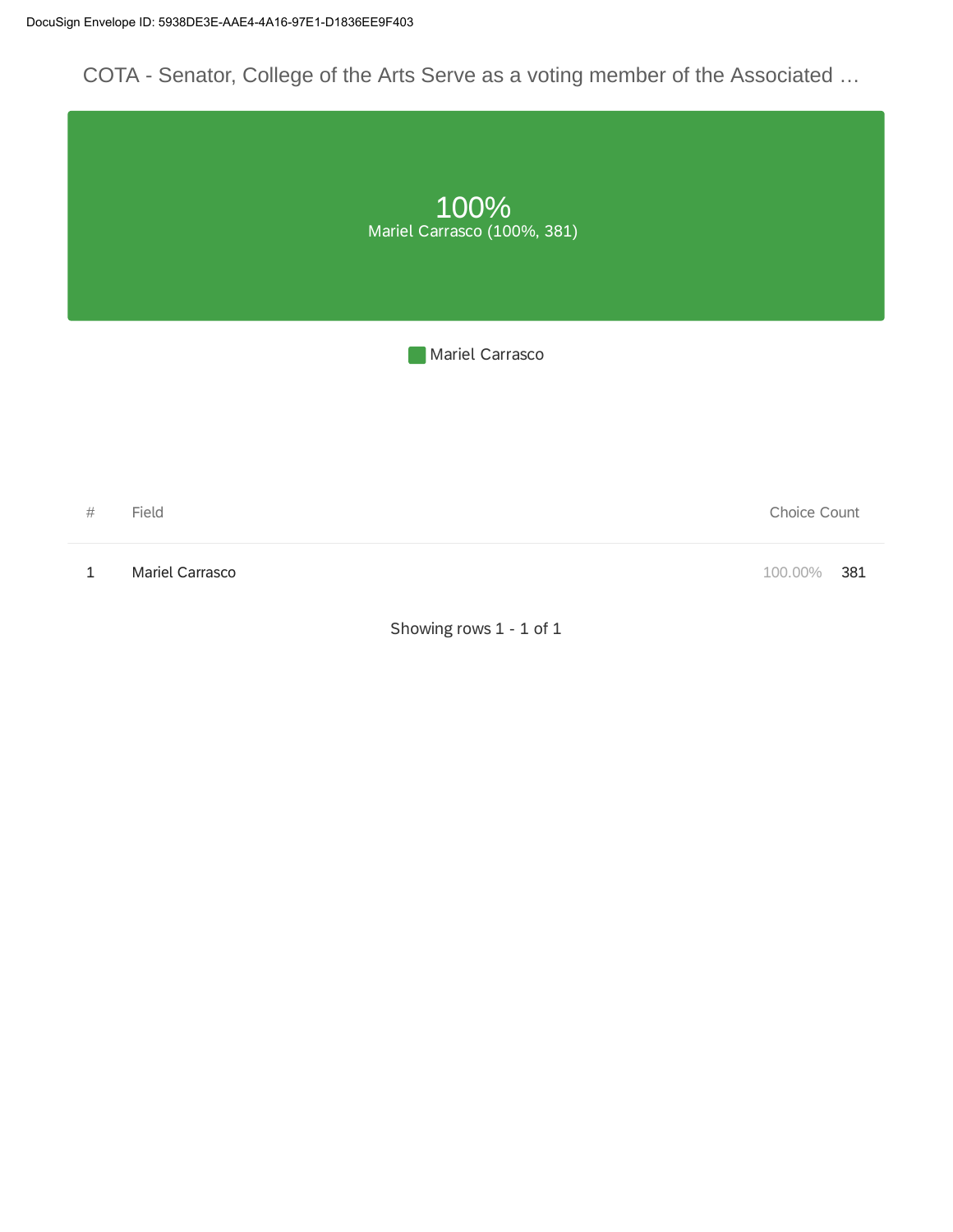DocuSign Envelope ID: 5938DE3E-AAE4-4A16-97E1-D1836EE9F403

## COTA - Senator, College of the Arts Serve as a voting member of the Associated …

100%

Mariel Carrasco (100%, 381)

Mariel Carrasco

| # | Field | Choice Count | |
|---|---|---|---|
| 1 | Mariel Carrasco | 100.00% | 381 |

Showing rows 1 - 1 of 1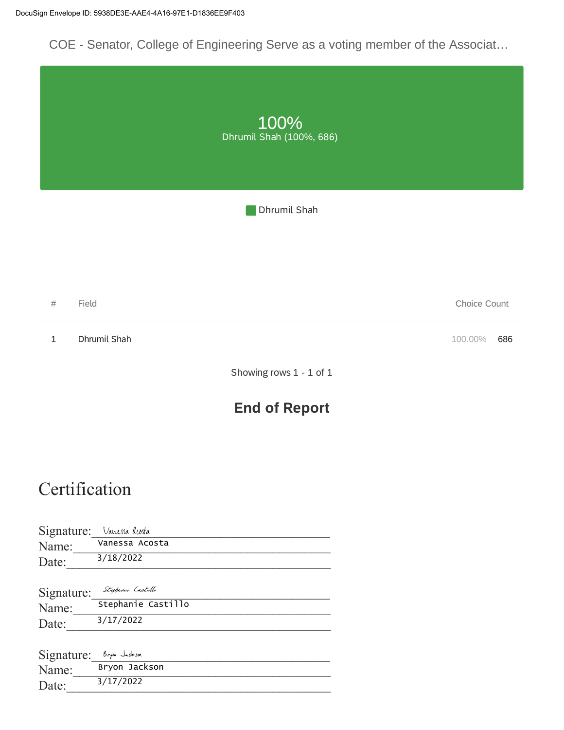COE - Senator, College of Engineering Serve as a voting member of the Associat…

100%
Dhrumil Shah (100%, 686)

Dhrumil Shah

| # | Field | | Choice Count |
|---|---|---|---|
| 1 | Dhrumil Shah | 100.00% | 686 |

Showing rows 1 - 1 of 1

## End of Report

# Certification

Signature: Vanessa Acosta
Name: Vanessa Acosta
Date: 3/18/2022

Signature: Stephanie Castillo
Name: Stephanie Castillo
Date: 3/17/2022

Signature: Bryon Jackson
Name: Bryon Jackson
Date: 3/17/2022